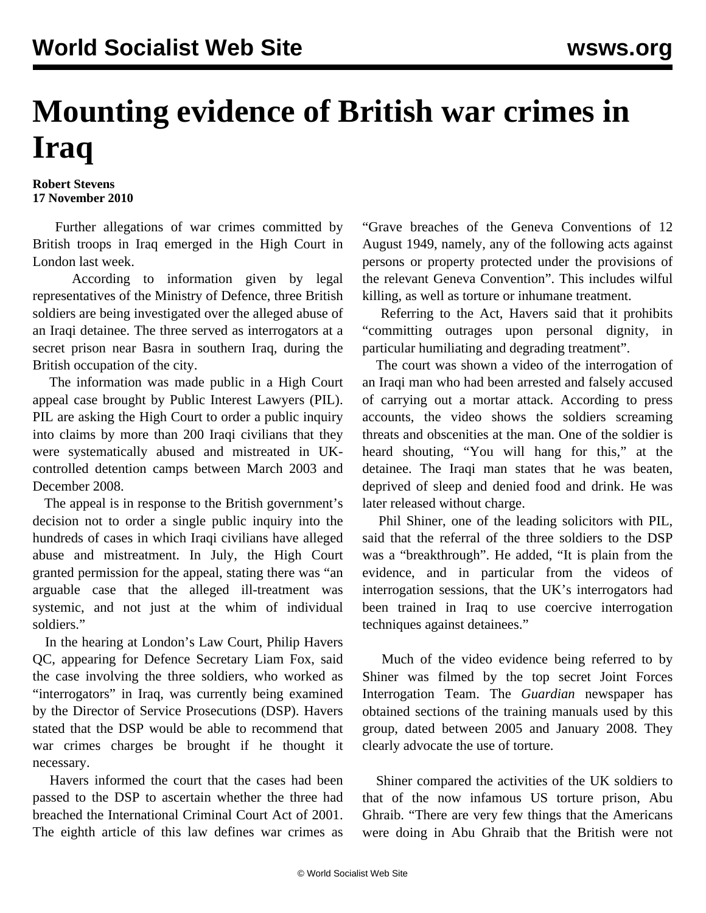# Mounting evidence of British war crimes in Iraq

**Robert Stevens**
**17 November 2010**

Further allegations of war crimes committed by British troops in Iraq emerged in the High Court in London last week.

According to information given by legal representatives of the Ministry of Defence, three British soldiers are being investigated over the alleged abuse of an Iraqi detainee. The three served as interrogators at a secret prison near Basra in southern Iraq, during the British occupation of the city.

The information was made public in a High Court appeal case brought by Public Interest Lawyers (PIL). PIL are asking the High Court to order a public inquiry into claims by more than 200 Iraqi civilians that they were systematically abused and mistreated in UK-controlled detention camps between March 2003 and December 2008.

The appeal is in response to the British government's decision not to order a single public inquiry into the hundreds of cases in which Iraqi civilians have alleged abuse and mistreatment. In July, the High Court granted permission for the appeal, stating there was "an arguable case that the alleged ill-treatment was systemic, and not just at the whim of individual soldiers."

In the hearing at London's Law Court, Philip Havers QC, appearing for Defence Secretary Liam Fox, said the case involving the three soldiers, who worked as "interrogators" in Iraq, was currently being examined by the Director of Service Prosecutions (DSP). Havers stated that the DSP would be able to recommend that war crimes charges be brought if he thought it necessary.

Havers informed the court that the cases had been passed to the DSP to ascertain whether the three had breached the International Criminal Court Act of 2001. The eighth article of this law defines war crimes as "Grave breaches of the Geneva Conventions of 12 August 1949, namely, any of the following acts against persons or property protected under the provisions of the relevant Geneva Convention". This includes wilful killing, as well as torture or inhumane treatment.

Referring to the Act, Havers said that it prohibits "committing outrages upon personal dignity, in particular humiliating and degrading treatment".

The court was shown a video of the interrogation of an Iraqi man who had been arrested and falsely accused of carrying out a mortar attack. According to press accounts, the video shows the soldiers screaming threats and obscenities at the man. One of the soldier is heard shouting, "You will hang for this," at the detainee. The Iraqi man states that he was beaten, deprived of sleep and denied food and drink. He was later released without charge.

Phil Shiner, one of the leading solicitors with PIL, said that the referral of the three soldiers to the DSP was a "breakthrough". He added, "It is plain from the evidence, and in particular from the videos of interrogation sessions, that the UK's interrogators had been trained in Iraq to use coercive interrogation techniques against detainees."

Much of the video evidence being referred to by Shiner was filmed by the top secret Joint Forces Interrogation Team. The *Guardian* newspaper has obtained sections of the training manuals used by this group, dated between 2005 and January 2008. They clearly advocate the use of torture.

Shiner compared the activities of the UK soldiers to that of the now infamous US torture prison, Abu Ghraib. "There are very few things that the Americans were doing in Abu Ghraib that the British were not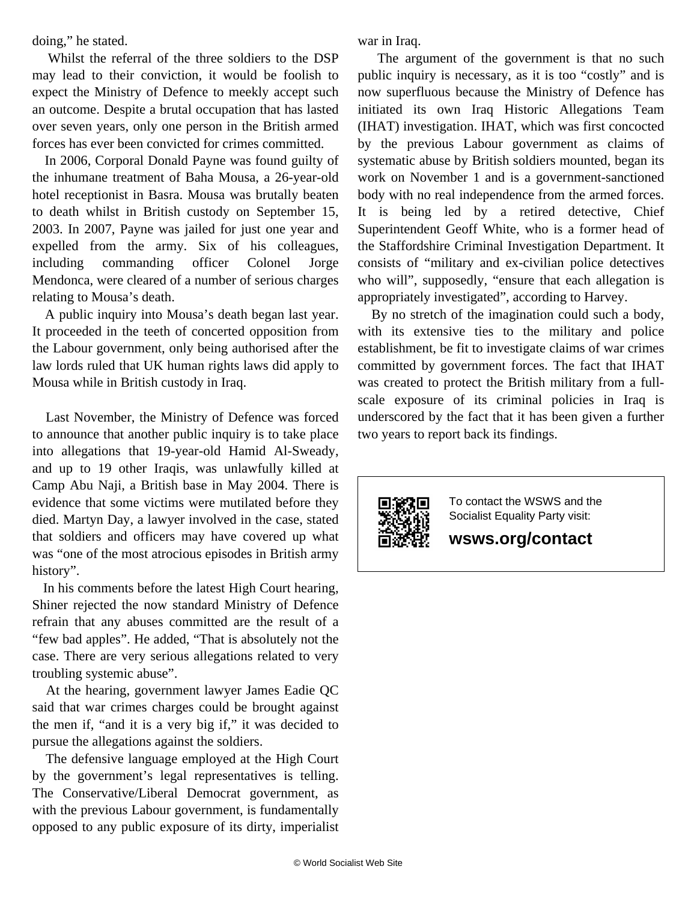doing," he stated.

Whilst the referral of the three soldiers to the DSP may lead to their conviction, it would be foolish to expect the Ministry of Defence to meekly accept such an outcome. Despite a brutal occupation that has lasted over seven years, only one person in the British armed forces has ever been convicted for crimes committed.

In 2006, Corporal Donald Payne was found guilty of the inhumane treatment of Baha Mousa, a 26-year-old hotel receptionist in Basra. Mousa was brutally beaten to death whilst in British custody on September 15, 2003. In 2007, Payne was jailed for just one year and expelled from the army. Six of his colleagues, including commanding officer Colonel Jorge Mendonca, were cleared of a number of serious charges relating to Mousa's death.

A public inquiry into Mousa's death began last year. It proceeded in the teeth of concerted opposition from the Labour government, only being authorised after the law lords ruled that UK human rights laws did apply to Mousa while in British custody in Iraq.

Last November, the Ministry of Defence was forced to announce that another public inquiry is to take place into allegations that 19-year-old Hamid Al-Sweady, and up to 19 other Iraqis, was unlawfully killed at Camp Abu Naji, a British base in May 2004. There is evidence that some victims were mutilated before they died. Martyn Day, a lawyer involved in the case, stated that soldiers and officers may have covered up what was "one of the most atrocious episodes in British army history".

In his comments before the latest High Court hearing, Shiner rejected the now standard Ministry of Defence refrain that any abuses committed are the result of a "few bad apples". He added, "That is absolutely not the case. There are very serious allegations related to very troubling systemic abuse".

At the hearing, government lawyer James Eadie QC said that war crimes charges could be brought against the men if, "and it is a very big if," it was decided to pursue the allegations against the soldiers.

The defensive language employed at the High Court by the government's legal representatives is telling. The Conservative/Liberal Democrat government, as with the previous Labour government, is fundamentally opposed to any public exposure of its dirty, imperialist war in Iraq.

The argument of the government is that no such public inquiry is necessary, as it is too "costly" and is now superfluous because the Ministry of Defence has initiated its own Iraq Historic Allegations Team (IHAT) investigation. IHAT, which was first concocted by the previous Labour government as claims of systematic abuse by British soldiers mounted, began its work on November 1 and is a government-sanctioned body with no real independence from the armed forces. It is being led by a retired detective, Chief Superintendent Geoff White, who is a former head of the Staffordshire Criminal Investigation Department. It consists of "military and ex-civilian police detectives who will", supposedly, "ensure that each allegation is appropriately investigated", according to Harvey.

By no stretch of the imagination could such a body, with its extensive ties to the military and police establishment, be fit to investigate claims of war crimes committed by government forces. The fact that IHAT was created to protect the British military from a full-scale exposure of its criminal policies in Iraq is underscored by the fact that it has been given a further two years to report back its findings.

To contact the WSWS and the Socialist Equality Party visit:

**wsws.org/contact**